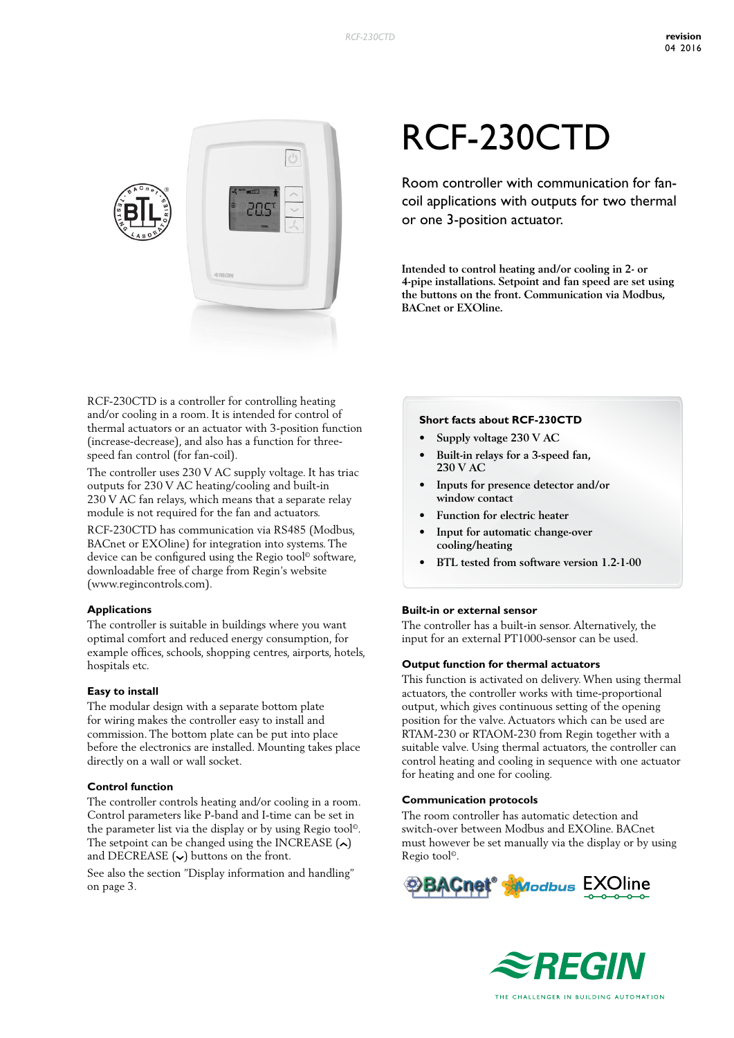# RCF-230CTD

Room controller with communication for fan-coil applications with outputs for two thermal or one 3-position actuator.

**Intended to control heating and/or cooling in 2- or 4-pipe installations. Setpoint and fan speed are set using the buttons on the front. Communication via Modbus, BACnet or EXOline.**

RCF-230CTD is a controller for controlling heating and/or cooling in a room. It is intended for control of thermal actuators or an actuator with 3-position function (increase-decrease), and also has a function for three-speed fan control (for fan-coil).

The controller uses 230 V AC supply voltage. It has triac outputs for 230 V AC heating/cooling and built-in 230 V AC fan relays, which means that a separate relay module is not required for the fan and actuators.

RCF-230CTD has communication via RS485 (Modbus, BACnet or EXOline) for integration into systems. The device can be configured using the Regio tool© software, downloadable free of charge from Regin's website (www.regincontrols.com).

### Applications

The controller is suitable in buildings where you want optimal comfort and reduced energy consumption, for example offices, schools, shopping centres, airports, hotels, hospitals etc.

### Easy to install

The modular design with a separate bottom plate for wiring makes the controller easy to install and commission. The bottom plate can be put into place before the electronics are installed. Mounting takes place directly on a wall or wall socket.

### Control function

The controller controls heating and/or cooling in a room. Control parameters like P-band and I-time can be set in the parameter list via the display or by using Regio tool©. The setpoint can be changed using the INCREASE (⌃) and DECREASE (⌄) buttons on the front.

See also the section "Display information and handling" on page 3.

### Short facts about RCF-230CTD

- **Supply voltage 230 V AC**
- **Built-in relays for a 3-speed fan, 230 V AC**
- **Inputs for presence detector and/or window contact**
- **Function for electric heater**
- **Input for automatic change-over cooling/heating**
- **BTL tested from software version 1.2-1-00**

### Built-in or external sensor

The controller has a built-in sensor. Alternatively, the input for an external PT1000-sensor can be used.

### Output function for thermal actuators

This function is activated on delivery. When using thermal actuators, the controller works with time-proportional output, which gives continuous setting of the opening position for the valve. Actuators which can be used are RTAM-230 or RTAOM-230 from Regin together with a suitable valve. Using thermal actuators, the controller can control heating and cooling in sequence with one actuator for heating and one for cooling.

### Communication protocols

The room controller has automatic detection and switch-over between Modbus and EXOline. BACnet must however be set manually via the display or by using Regio tool©.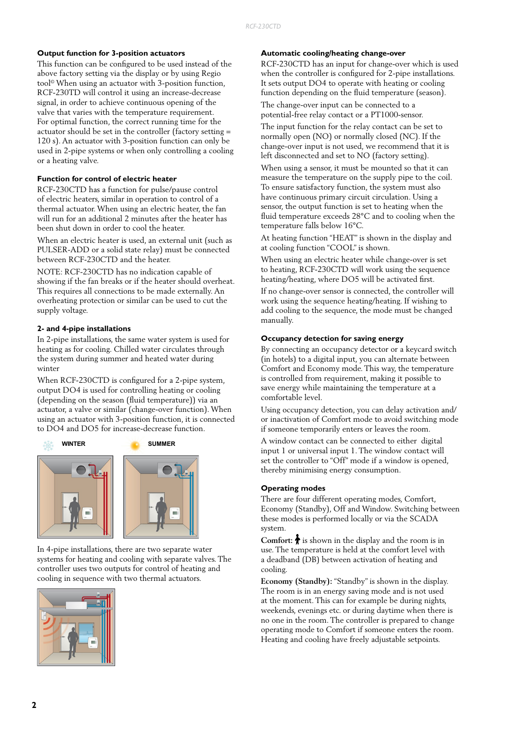### Output function for 3-position actuators

This function can be configured to be used instead of the above factory setting via the display or by using Regio tool© When using an actuator with 3-position function, RCF-230TD will control it using an increase-decrease signal, in order to achieve continuous opening of the valve that varies with the temperature requirement. For optimal function, the correct running time for the actuator should be set in the controller (factory setting = 120 s). An actuator with 3-position function can only be used in 2-pipe systems or when only controlling a cooling or a heating valve.

### Function for control of electric heater

RCF-230CTD has a function for pulse/pause control of electric heaters, similar in operation to control of a thermal actuator. When using an electric heater, the fan will run for an additional 2 minutes after the heater has been shut down in order to cool the heater.

When an electric heater is used, an external unit (such as PULSER-ADD or a solid state relay) must be connected between RCF-230CTD and the heater.

NOTE: RCF-230CTD has no indication capable of showing if the fan breaks or if the heater should overheat. This requires all connections to be made externally. An overheating protection or similar can be used to cut the supply voltage.

### 2- and 4-pipe installations

In 2-pipe installations, the same water system is used for heating as for cooling. Chilled water circulates through the system during summer and heated water during winter

When RCF-230CTD is configured for a 2-pipe system, output DO4 is used for controlling heating or cooling (depending on the season (fluid temperature)) via an actuator, a valve or similar (change-over function). When using an actuator with 3-position function, it is connected to DO4 and DO5 for increase-decrease function.

WINTER SUMMER

In 4-pipe installations, there are two separate water systems for heating and cooling with separate valves. The controller uses two outputs for control of heating and cooling in sequence with two thermal actuators.

### Automatic cooling/heating change-over

RCF-230CTD has an input for change-over which is used when the controller is configured for 2-pipe installations. It sets output DO4 to operate with heating or cooling function depending on the fluid temperature (season).

The change-over input can be connected to a potential-free relay contact or a PT1000-sensor.

The input function for the relay contact can be set to normally open (NO) or normally closed (NC). If the change-over input is not used, we recommend that it is left disconnected and set to NO (factory setting).

When using a sensor, it must be mounted so that it can measure the temperature on the supply pipe to the coil. To ensure satisfactory function, the system must also have continuous primary circuit circulation. Using a sensor, the output function is set to heating when the fluid temperature exceeds 28°C and to cooling when the temperature falls below 16°C.

At heating function "HEAT" is shown in the display and at cooling function "COOL" is shown.

When using an electric heater while change-over is set to heating, RCF-230CTD will work using the sequence heating/heating, where DO5 will be activated first.

If no change-over sensor is connected, the controller will work using the sequence heating/heating. If wishing to add cooling to the sequence, the mode must be changed manually.

### Occupancy detection for saving energy

By connecting an occupancy detector or a keycard switch (in hotels) to a digital input, you can alternate between Comfort and Economy mode. This way, the temperature is controlled from requirement, making it possible to save energy while maintaining the temperature at a comfortable level.

Using occupancy detection, you can delay activation and/or inactivation of Comfort mode to avoid switching mode if someone temporarily enters or leaves the room.

A window contact can be connected to either digital input 1 or universal input 1. The window contact will set the controller to "Off" mode if a window is opened, thereby minimising energy consumption.

### Operating modes

There are four different operating modes, Comfort, Economy (Standby), Off and Window. Switching between these modes is performed locally or via the SCADA system.

**Comfort:** is shown in the display and the room is in use. The temperature is held at the comfort level with a deadband (DB) between activation of heating and cooling.

**Economy (Standby):** "Standby" is shown in the display. The room is in an energy saving mode and is not used at the moment. This can for example be during nights, weekends, evenings etc. or during daytime when there is no one in the room. The controller is prepared to change operating mode to Comfort if someone enters the room. Heating and cooling have freely adjustable setpoints.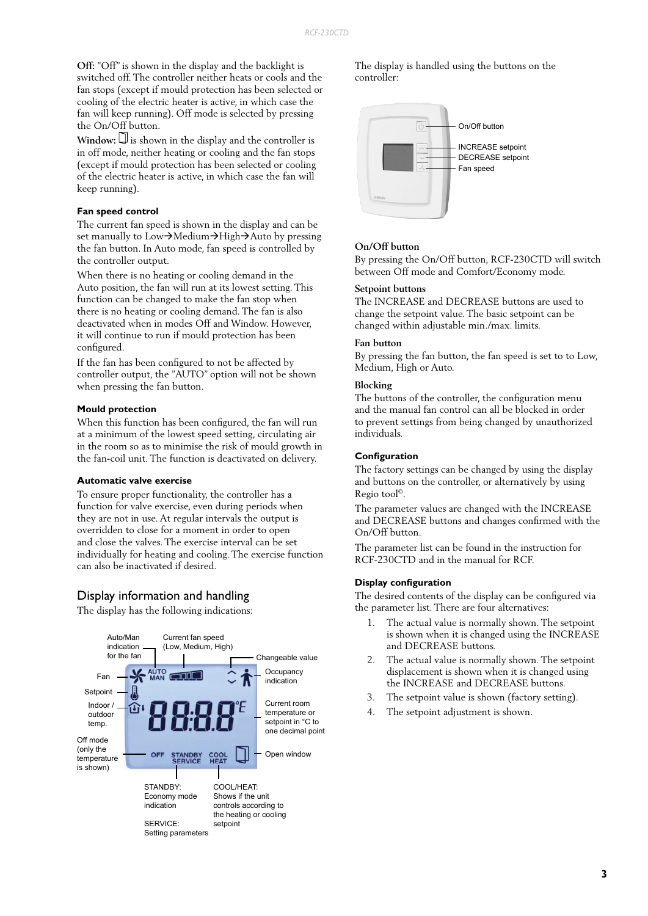**Off:** "Off" is shown in the display and the backlight is switched off. The controller neither heats or cools and the fan stops (except if mould protection has been selected or cooling of the electric heater is active, in which case the fan will keep running). Off mode is selected by pressing the On/Off button.

**Window:** ▯ is shown in the display and the controller is in off mode, neither heating or cooling and the fan stops (except if mould protection has been selected or cooling of the electric heater is active, in which case the fan will keep running).

#### Fan speed control

The current fan speed is shown in the display and can be set manually to Low→Medium→High→Auto by pressing the fan button. In Auto mode, fan speed is controlled by the controller output.

When there is no heating or cooling demand in the Auto position, the fan will run at its lowest setting. This function can be changed to make the fan stop when there is no heating or cooling demand. The fan is also deactivated when in modes Off and Window. However, it will continue to run if mould protection has been configured.

If the fan has been configured to not be affected by controller output, the "AUTO" option will not be shown when pressing the fan button.

#### Mould protection

When this function has been configured, the fan will run at a minimum of the lowest speed setting, circulating air in the room so as to minimise the risk of mould growth in the fan-coil unit. The function is deactivated on delivery.

#### Automatic valve exercise

To ensure proper functionality, the controller has a function for valve exercise, even during periods when they are not in use. At regular intervals the output is overridden to close for a moment in order to open and close the valves. The exercise interval can be set individually for heating and cooling. The exercise function can also be inactivated if desired.

## Display information and handling

The display has the following indications:

- Auto/Man indication for the fan
- Current fan speed (Low, Medium, High)
- Changeable value
- Fan
- Occupancy indication
- Setpoint
- Indoor / outdoor temp.
- Current room temperature or setpoint in °C to one decimal point
- Off mode (only the temperature is shown)
- Open window
- STANDBY: Economy mode indication
- SERVICE: Setting parameters
- COOL/HEAT: Shows if the unit controls according to the heating or cooling setpoint

The display is handled using the buttons on the controller:

- On/Off button
- INCREASE setpoint
- DECREASE setpoint
- Fan speed

#### On/Off button

By pressing the On/Off button, RCF-230CTD will switch between Off mode and Comfort/Economy mode.

#### Setpoint buttons

The INCREASE and DECREASE buttons are used to change the setpoint value. The basic setpoint can be changed within adjustable min./max. limits.

#### Fan button

By pressing the fan button, the fan speed is set to to Low, Medium, High or Auto.

#### Blocking

The buttons of the controller, the configuration menu and the manual fan control can all be blocked in order to prevent settings from being changed by unauthorized individuals.

#### Configuration

The factory settings can be changed by using the display and buttons on the controller, or alternatively by using Regio tool©.

The parameter values are changed with the INCREASE and DECREASE buttons and changes confirmed with the On/Off button.

The parameter list can be found in the instruction for RCF-230CTD and in the manual for RCF.

#### Display configuration

The desired contents of the display can be configured via the parameter list. There are four alternatives:

1. The actual value is normally shown. The setpoint is shown when it is changed using the INCREASE and DECREASE buttons.
2. The actual value is normally shown. The setpoint displacement is shown when it is changed using the INCREASE and DECREASE buttons.
3. The setpoint value is shown (factory setting).
4. The setpoint adjustment is shown.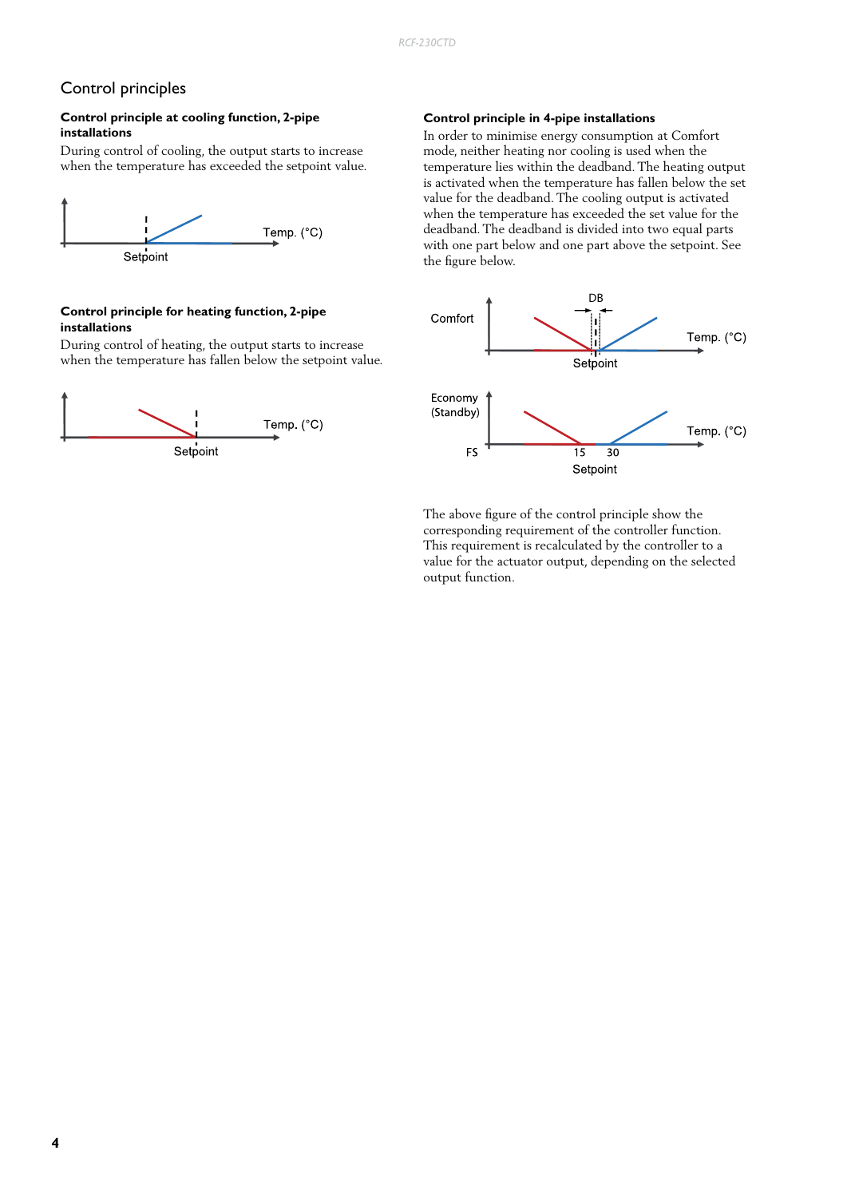## Control principles

### Control principle at cooling function, 2-pipe installations

During control of cooling, the output starts to increase when the temperature has exceeded the setpoint value.

Temp. (°C)

Setpoint

### Control principle for heating function, 2-pipe installations

During control of heating, the output starts to increase when the temperature has fallen below the setpoint value.

Temp. (°C)

Setpoint

### Control principle in 4-pipe installations

In order to minimise energy consumption at Comfort mode, neither heating nor cooling is used when the temperature lies within the deadband. The heating output is activated when the temperature has fallen below the set value for the deadband. The cooling output is activated when the temperature has exceeded the set value for the deadband. The deadband is divided into two equal parts with one part below and one part above the setpoint. See the figure below.

Comfort

DB

Temp. (°C)

Setpoint

Economy (Standby)

Temp. (°C)

FS 15 30

Setpoint

The above figure of the control principle show the corresponding requirement of the controller function. This requirement is recalculated by the controller to a value for the actuator output, depending on the selected output function.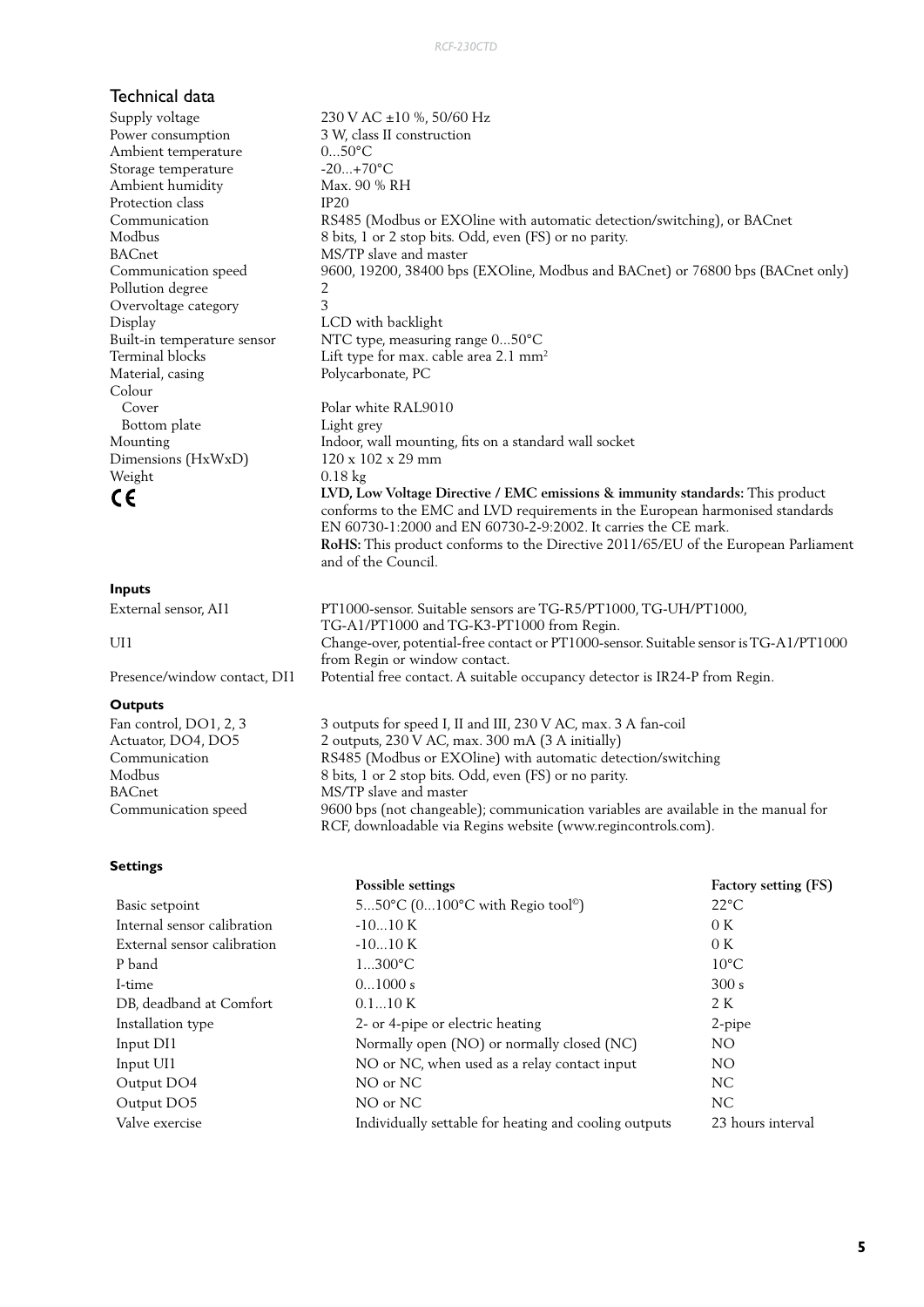## Technical data

| | |
|---|---|
| Supply voltage | 230 V AC ±10 %, 50/60 Hz |
| Power consumption | 3 W, class II construction |
| Ambient temperature | 0...50°C |
| Storage temperature | -20...+70°C |
| Ambient humidity | Max. 90 % RH |
| Protection class | IP20 |
| Communication | RS485 (Modbus or EXOline with automatic detection/switching), or BACnet |
| Modbus | 8 bits, 1 or 2 stop bits. Odd, even (FS) or no parity. |
| BACnet | MS/TP slave and master |
| Communication speed | 9600, 19200, 38400 bps (EXOline, Modbus and BACnet) or 76800 bps (BACnet only) |
| Pollution degree | 2 |
| Overvoltage category | 3 |
| Display | LCD with backlight |
| Built-in temperature sensor | NTC type, measuring range 0...50°C |
| Terminal blocks | Lift type for max. cable area 2.1 mm² |
| Material, casing | Polycarbonate, PC |
| Colour | |
| Cover | Polar white RAL9010 |
| Bottom plate | Light grey |
| Mounting | Indoor, wall mounting, fits on a standard wall socket |
| Dimensions (HxWxD) | 120 x 102 x 29 mm |
| Weight | 0.18 kg |
| CE | **LVD, Low Voltage Directive / EMC emissions & immunity standards:** This product conforms to the EMC and LVD requirements in the European harmonised standards EN 60730-1:2000 and EN 60730-2-9:2002. It carries the CE mark. **RoHS:** This product conforms to the Directive 2011/65/EU of the European Parliament and of the Council. |

### Inputs

| | |
|---|---|
| External sensor, AI1 | PT1000-sensor. Suitable sensors are TG-R5/PT1000, TG-UH/PT1000, TG-A1/PT1000 and TG-K3-PT1000 from Regin. |
| UI1 | Change-over, potential-free contact or PT1000-sensor. Suitable sensor is TG-A1/PT1000 from Regin or window contact. |
| Presence/window contact, DI1 | Potential free contact. A suitable occupancy detector is IR24-P from Regin. |

### Outputs

| | |
|---|---|
| Fan control, DO1, 2, 3 | 3 outputs for speed I, II and III, 230 V AC, max. 3 A fan-coil |
| Actuator, DO4, DO5 | 2 outputs, 230 V AC, max. 300 mA (3 A initially) |
| Communication | RS485 (Modbus or EXOline) with automatic detection/switching |
| Modbus | 8 bits, 1 or 2 stop bits. Odd, even (FS) or no parity. |
| BACnet | MS/TP slave and master |
| Communication speed | 9600 bps (not changeable); communication variables are available in the manual for RCF, downloadable via Regins website (www.regincontrols.com). |

### Settings

| | Possible settings | Factory setting (FS) |
|---|---|---|
| Basic setpoint | 5...50°C (0...100°C with Regio tool©) | 22°C |
| Internal sensor calibration | -10...10 K | 0 K |
| External sensor calibration | -10...10 K | 0 K |
| P band | 1...300°C | 10°C |
| I-time | 0...1000 s | 300 s |
| DB, deadband at Comfort | 0.1...10 K | 2 K |
| Installation type | 2- or 4-pipe or electric heating | 2-pipe |
| Input DI1 | Normally open (NO) or normally closed (NC) | NO |
| Input UI1 | NO or NC, when used as a relay contact input | NO |
| Output DO4 | NO or NC | NC |
| Output DO5 | NO or NC | NC |
| Valve exercise | Individually settable for heating and cooling outputs | 23 hours interval |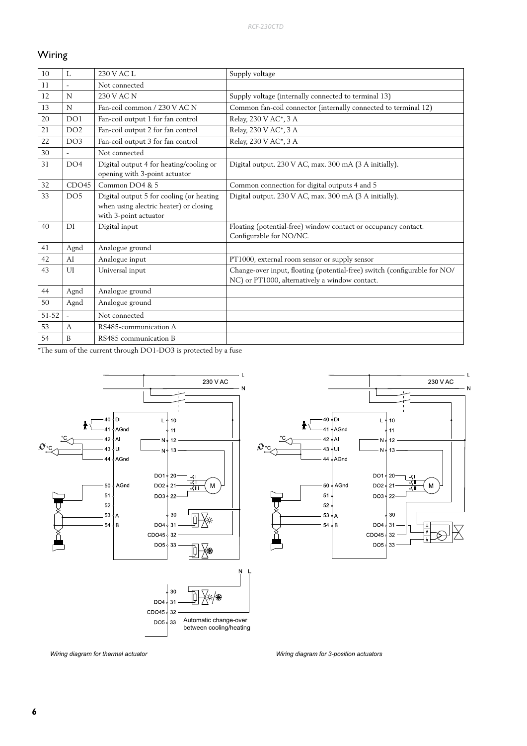## Wiring

| | | | |
|---|---|---|---|
| 10 | L | 230 V AC L | Supply voltage |
| 11 | - | Not connected | |
| 12 | N | 230 V AC N | Supply voltage (internally connected to terminal 13) |
| 13 | N | Fan-coil common / 230 V AC N | Common fan-coil connector (internally connected to terminal 12) |
| 20 | DO1 | Fan-coil output 1 for fan control | Relay, 230 V AC*, 3 A |
| 21 | DO2 | Fan-coil output 2 for fan control | Relay, 230 V AC*, 3 A |
| 22 | DO3 | Fan-coil output 3 for fan control | Relay, 230 V AC*, 3 A |
| 30 | - | Not connected | |
| 31 | DO4 | Digital output 4 for heating/cooling or opening with 3-point actuator | Digital output. 230 V AC, max. 300 mA (3 A initially). |
| 32 | CDO45 | Common DO4 & 5 | Common connection for digital outputs 4 and 5 |
| 33 | DO5 | Digital output 5 for cooling (or heating when using alectric heater) or closing with 3-point actuator | Digital output. 230 V AC, max. 300 mA (3 A initially). |
| 40 | DI | Digital input | Floating (potential-free) window contact or occupancy contact. Configurable for NO/NC. |
| 41 | Agnd | Analogue ground | |
| 42 | AI | Analogue input | PT1000, external room sensor or supply sensor |
| 43 | UI | Universal input | Change-over input, floating (potential-free) switch (configurable for NO/NC) or PT1000, alternatively a window contact. |
| 44 | Agnd | Analogue ground | |
| 50 | Agnd | Analogue ground | |
| 51-52 | - | Not connected | |
| 53 | A | RS485-communication A | |
| 54 | B | RS485 communication B | |

*The sum of the current through DO1-DO3 is protected by a fuse

*Wiring diagram for thermal actuator*

*Wiring diagram for 3-position actuators*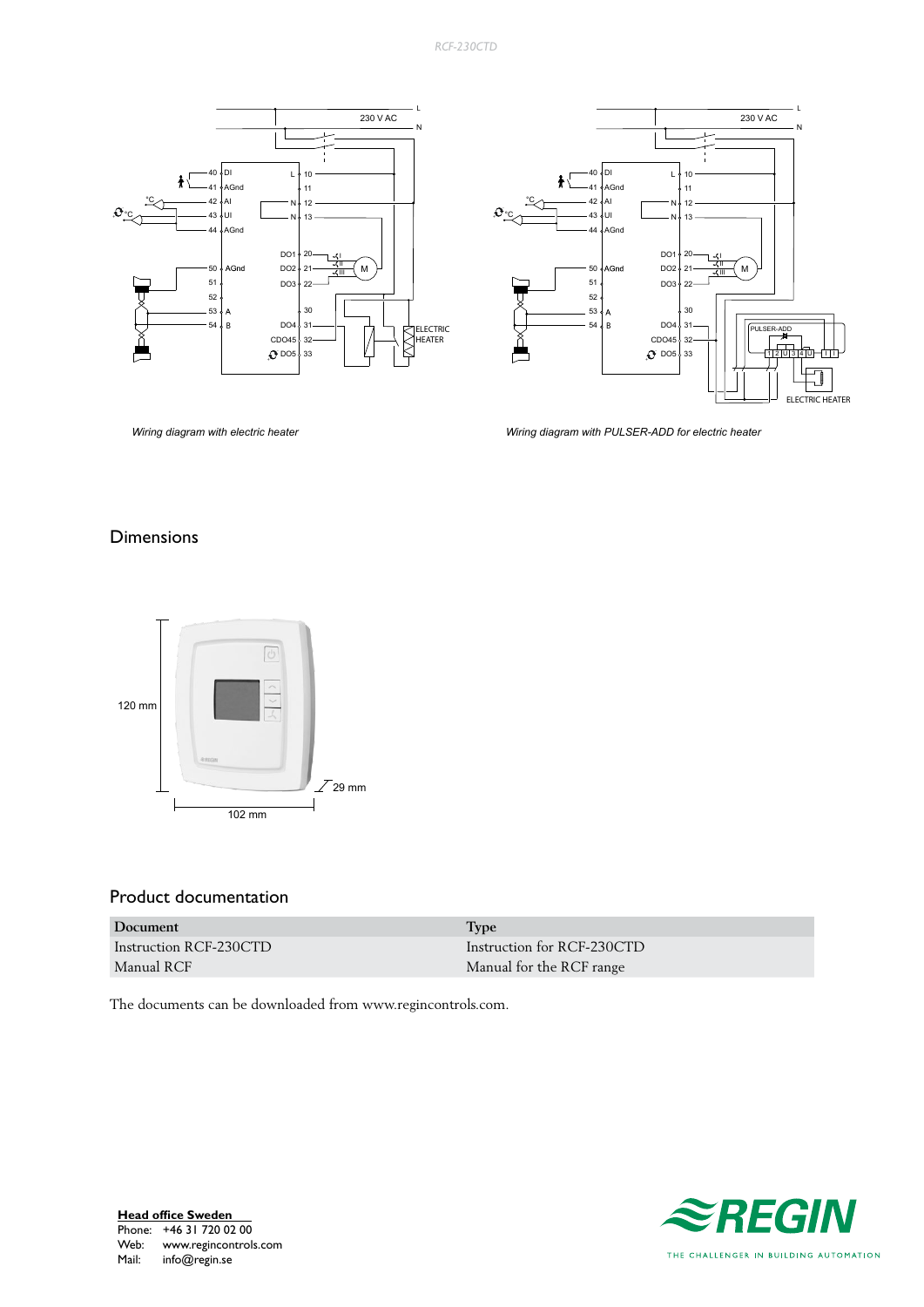*Wiring diagram with electric heater*

*Wiring diagram with PULSER-ADD for electric heater*

## Dimensions

120 mm

29 mm

102 mm

## Product documentation

| Document | Type |
|---|---|
| Instruction RCF-230CTD | Instruction for RCF-230CTD |
| Manual RCF | Manual for the RCF range |

The documents can be downloaded from www.regincontrols.com.

**Head office Sweden**
Phone: +46 31 720 02 00
Web: www.regincontrols.com
Mail: info@regin.se

REGIN
THE CHALLENGER IN BUILDING AUTOMATION